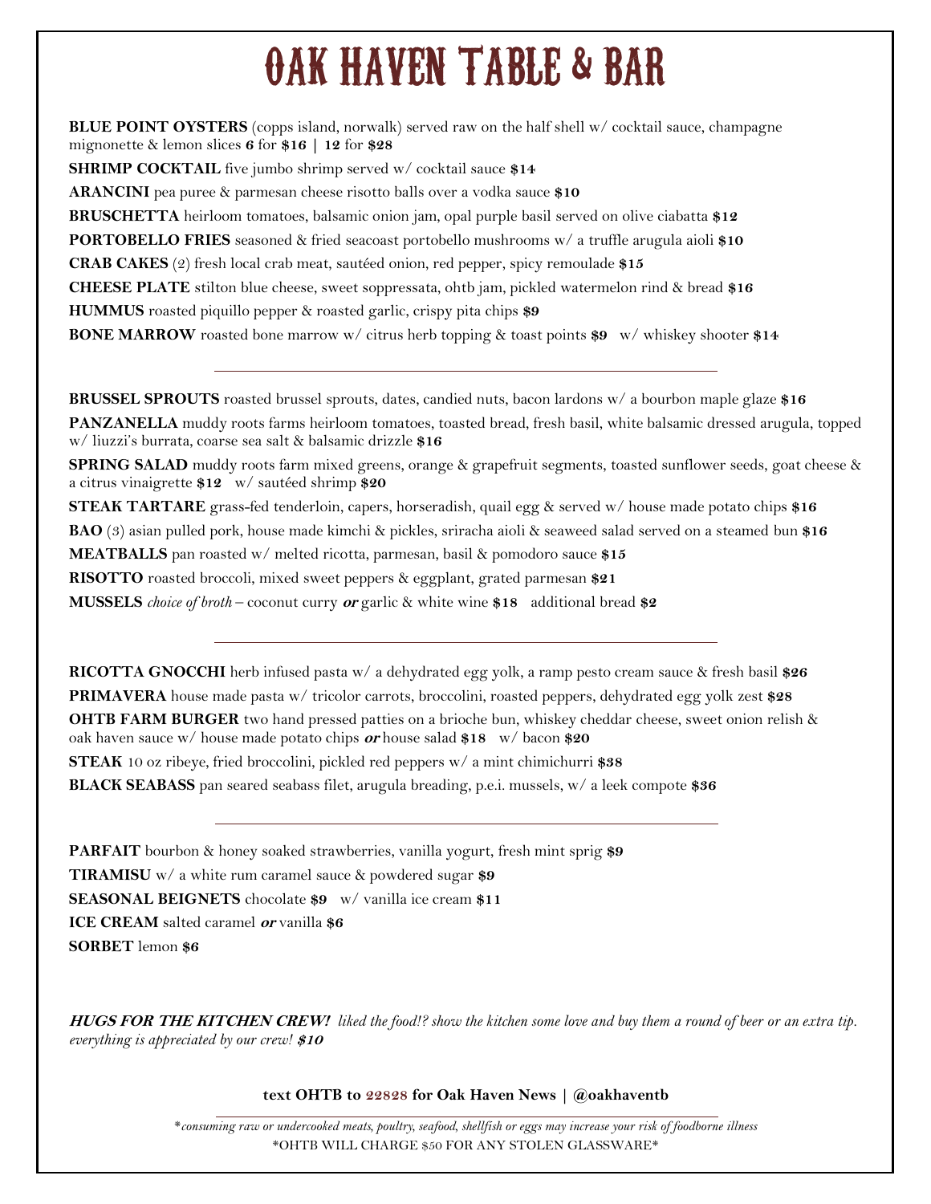# OAK HAVEN TABLE & BAR

**BLUE POINT OYSTERS** (copps island, norwalk) served raw on the half shell w/ cocktail sauce, champagne mignonette & lemon slices **6** for **$16 | 12** for **$28**

**SHRIMP COCKTAIL** five jumbo shrimp served w/ cocktail sauce **$14**

**ARANCINI** pea puree & parmesan cheese risotto balls over a vodka sauce **$10**

**BRUSCHETTA** heirloom tomatoes, balsamic onion jam, opal purple basil served on olive ciabatta **$12**

**PORTOBELLO FRIES** seasoned & fried seacoast portobello mushrooms w/ a truffle arugula aioli **$10**

**CRAB CAKES** (2) fresh local crab meat, sautéed onion, red pepper, spicy remoulade **$15**

**CHEESE PLATE** stilton blue cheese, sweet soppressata, ohtb jam, pickled watermelon rind & bread **$16**

**HUMMUS** roasted piquillo pepper & roasted garlic, crispy pita chips **$9**

**BONE MARROW** roasted bone marrow w/ citrus herb topping & toast points **$9** w/ whiskey shooter **$14**

---

**BRUSSEL SPROUTS** roasted brussel sprouts, dates, candied nuts, bacon lardons w/ a bourbon maple glaze **$16**

**PANZANELLA** muddy roots farms heirloom tomatoes, toasted bread, fresh basil, white balsamic dressed arugula, topped w/ liuzzi's burrata, coarse sea salt & balsamic drizzle **$16**

**SPRING SALAD** muddy roots farm mixed greens, orange & grapefruit segments, toasted sunflower seeds, goat cheese & a citrus vinaigrette **$12** w/ sautéed shrimp **$20**

**STEAK TARTARE** grass-fed tenderloin, capers, horseradish, quail egg & served w/ house made potato chips **$16**

**BAO** (3) asian pulled pork, house made kimchi & pickles, sriracha aioli & seaweed salad served on a steamed bun **$16**

**MEATBALLS** pan roasted w/ melted ricotta, parmesan, basil & pomodoro sauce **$15**

**RISOTTO** roasted broccoli, mixed sweet peppers & eggplant, grated parmesan **$21**

**MUSSELS** *choice of broth* – coconut curry ***or*** garlic & white wine **$18** additional bread **$2**

---

**RICOTTA GNOCCHI** herb infused pasta w/ a dehydrated egg yolk, a ramp pesto cream sauce & fresh basil **$26**

**PRIMAVERA** house made pasta w/ tricolor carrots, broccolini, roasted peppers, dehydrated egg yolk zest **$28**

**OHTB FARM BURGER** two hand pressed patties on a brioche bun, whiskey cheddar cheese, sweet onion relish & oak haven sauce w/ house made potato chips ***or*** house salad **$18** w/ bacon **$20**

**STEAK** 10 oz ribeye, fried broccolini, pickled red peppers w/ a mint chimichurri **$38**

**BLACK SEABASS** pan seared seabass filet, arugula breading, p.e.i. mussels, w/ a leek compote **$36**

---

**PARFAIT** bourbon & honey soaked strawberries, vanilla yogurt, fresh mint sprig **$9**

**TIRAMISU** w/ a white rum caramel sauce & powdered sugar **$9**

**SEASONAL BEIGNETS** chocolate **$9** w/ vanilla ice cream **$11**

**ICE CREAM** salted caramel ***or*** vanilla **$6**

**SORBET** lemon **$6**

***HUGS FOR THE KITCHEN CREW!*** *liked the food!? show the kitchen some love and buy them a round of beer or an extra tip. everything is appreciated by our crew!* ***$10***

**text OHTB to 22828 for Oak Haven News | @oakhaventb**

---

*\*consuming raw or undercooked meats, poultry, seafood, shellfish or eggs may increase your risk of foodborne illness*

\*OHTB WILL CHARGE $50 FOR ANY STOLEN GLASSWARE\*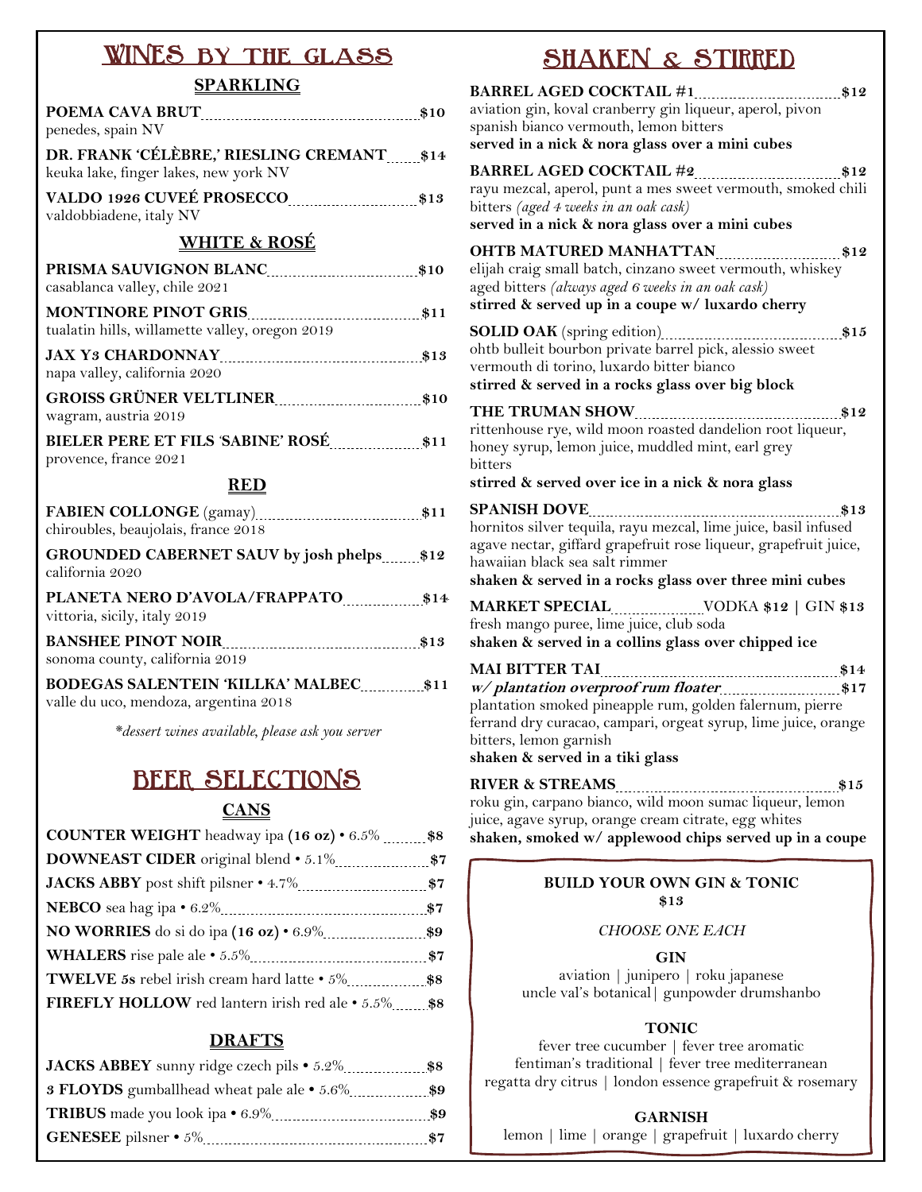# WINES BY THE GLASS

## SPARKLING

**POEMA CAVA BRUT** ........ **$10**
penedes, spain NV

**DR. FRANK 'CÉLÈBRE,' RIESLING CREMANT** ........ **$14**
keuka lake, finger lakes, new york NV

**VALDO 1926 CUVEÉ PROSECCO** ........ **$13**
valdobbiadene, italy NV

## WHITE & ROSÉ

**PRISMA SAUVIGNON BLANC** ........ **$10**
casablanca valley, chile 2021

**MONTINORE PINOT GRIS** ........ **$11**
tualatin hills, willamette valley, oregon 2019

**JAX Y3 CHARDONNAY** ........ **$13**
napa valley, california 2020

**GROISS GRÜNER VELTLINER** ........ **$10**
wagram, austria 2019

**BIELER PERE ET FILS 'SABINE' ROSÉ** ........ **$11**
provence, france 2021

## RED

**FABIEN COLLONGE** (gamay) ........ **$11**
chiroubles, beaujolais, france 2018

**GROUNDED CABERNET SAUV by josh phelps** ........ **$12**
california 2020

**PLANETA NERO D'AVOLA/FRAPPATO** ........ **$14**
vittoria, sicily, italy 2019

**BANSHEE PINOT NOIR** ........ **$13**
sonoma county, california 2019

**BODEGAS SALENTEIN 'KILLKA' MALBEC** ........ **$11**
valle du uco, mendoza, argentina 2018

*\*dessert wines available, please ask you server*

# BEER SELECTIONS

## CANS

**COUNTER WEIGHT** headway ipa **(16 oz)** • 6.5% ........ **$8**
**DOWNEAST CIDER** original blend • 5.1% ........ **$7**
**JACKS ABBY** post shift pilsner • 4.7% ........ **$7**
**NEBCO** sea hag ipa • 6.2% ........ **$7**
**NO WORRIES** do si do ipa **(16 oz)** • 6.9% ........ **$9**
**WHALERS** rise pale ale • 5.5% ........ **$7**
**TWELVE 5s** rebel irish cream hard latte • 5% ........ **$8**
**FIREFLY HOLLOW** red lantern irish red ale • 5.5% ........ **$8**

## DRAFTS

**JACKS ABBEY** sunny ridge czech pils • 5.2% ........ **$8**
**3 FLOYDS** gumballhead wheat pale ale • 5.6% ........ **$9**
**TRIBUS** made you look ipa • 6.9% ........ **$9**
**GENESEE** pilsner • 5% ........ **$7**

# SHAKEN & STIRRED

**BARREL AGED COCKTAIL #1** ........ **$12**
aviation gin, koval cranberry gin liqueur, aperol, pivon spanish bianco vermouth, lemon bitters
**served in a nick & nora glass over a mini cubes**

**BARREL AGED COCKTAIL #2** ........ **$12**
rayu mezcal, aperol, punt a mes sweet vermouth, smoked chili bitters *(aged 4 weeks in an oak cask)*
**served in a nick & nora glass over a mini cubes**

**OHTB MATURED MANHATTAN** ........ **$12**
elijah craig small batch, cinzano sweet vermouth, whiskey aged bitters *(always aged 6 weeks in an oak cask)*
**stirred & served up in a coupe w/ luxardo cherry**

**SOLID OAK** (spring edition) ........ **$15**
ohtb bulleit bourbon private barrel pick, alessio sweet vermouth di torino, luxardo bitter bianco
**stirred & served in a rocks glass over big block**

**THE TRUMAN SHOW** ........ **$12**
rittenhouse rye, wild moon roasted dandelion root liqueur, honey syrup, lemon juice, muddled mint, earl grey bitters
**stirred & served over ice in a nick & nora glass**

**SPANISH DOVE** ........ **$13**
hornitos silver tequila, rayu mezcal, lime juice, basil infused agave nectar, giffard grapefruit rose liqueur, grapefruit juice, hawaiian black sea salt rimmer
**shaken & served in a rocks glass over three mini cubes**

**MARKET SPECIAL** ........ VODKA **$12** | GIN **$13**
fresh mango puree, lime juice, club soda
**shaken & served in a collins glass over chipped ice**

**MAI BITTER TAI** ........ **$14**
***w/ plantation overproof rum floater*** ........ **$17**
plantation smoked pineapple rum, golden falernum, pierre ferrand dry curacao, campari, orgeat syrup, lime juice, orange bitters, lemon garnish
**shaken & served in a tiki glass**

**RIVER & STREAMS** ........ **$15**
roku gin, carpano bianco, wild moon sumac liqueur, lemon juice, agave syrup, orange cream citrate, egg whites
**shaken, smoked w/ applewood chips served up in a coupe**

**BUILD YOUR OWN GIN & TONIC**
**$13**

*CHOOSE ONE EACH*

**GIN**
aviation | junipero | roku japanese
uncle val's botanical | gunpowder drumshanbo

**TONIC**
fever tree cucumber | fever tree aromatic
fentiman's traditional | fever tree mediterranean
regatta dry citrus | london essence grapefruit & rosemary

**GARNISH**
lemon | lime | orange | grapefruit | luxardo cherry